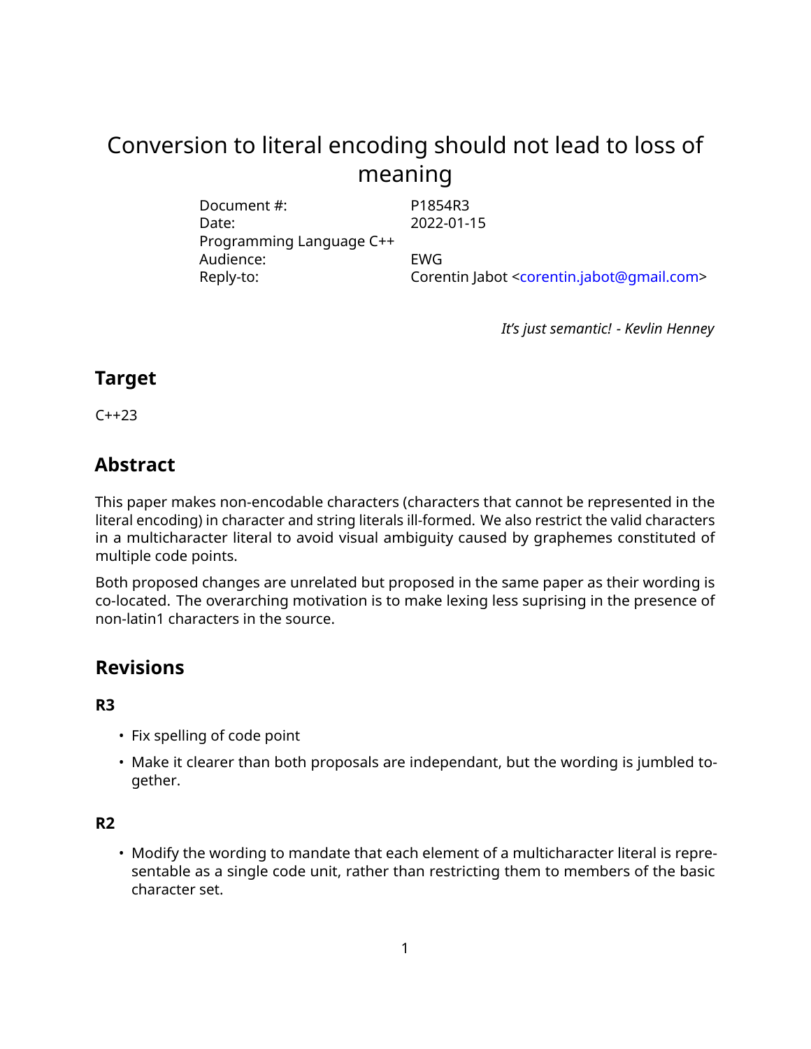# Conversion to literal encoding should not lead to loss of meaning

| | |
|---|---|
| Document #: | P1854R3 |
| Date: | 2022-01-15 |
| Programming Language C++ | |
| Audience: | EWG |
| Reply-to: | Corentin Jabot <corentin.jabot@gmail.com> |

*It's just semantic! - Kevlin Henney*

## Target

C++23

## Abstract

This paper makes non-encodable characters (characters that cannot be represented in the literal encoding) in character and string literals ill-formed. We also restrict the valid characters in a multicharacter literal to avoid visual ambiguity caused by graphemes constituted of multiple code points.

Both proposed changes are unrelated but proposed in the same paper as their wording is co-located. The overarching motivation is to make lexing less suprising in the presence of non-latin1 characters in the source.

## Revisions

### R3

- Fix spelling of code point
- Make it clearer than both proposals are independant, but the wording is jumbled together.

### R2

- Modify the wording to mandate that each element of a multicharacter literal is representable as a single code unit, rather than restricting them to members of the basic character set.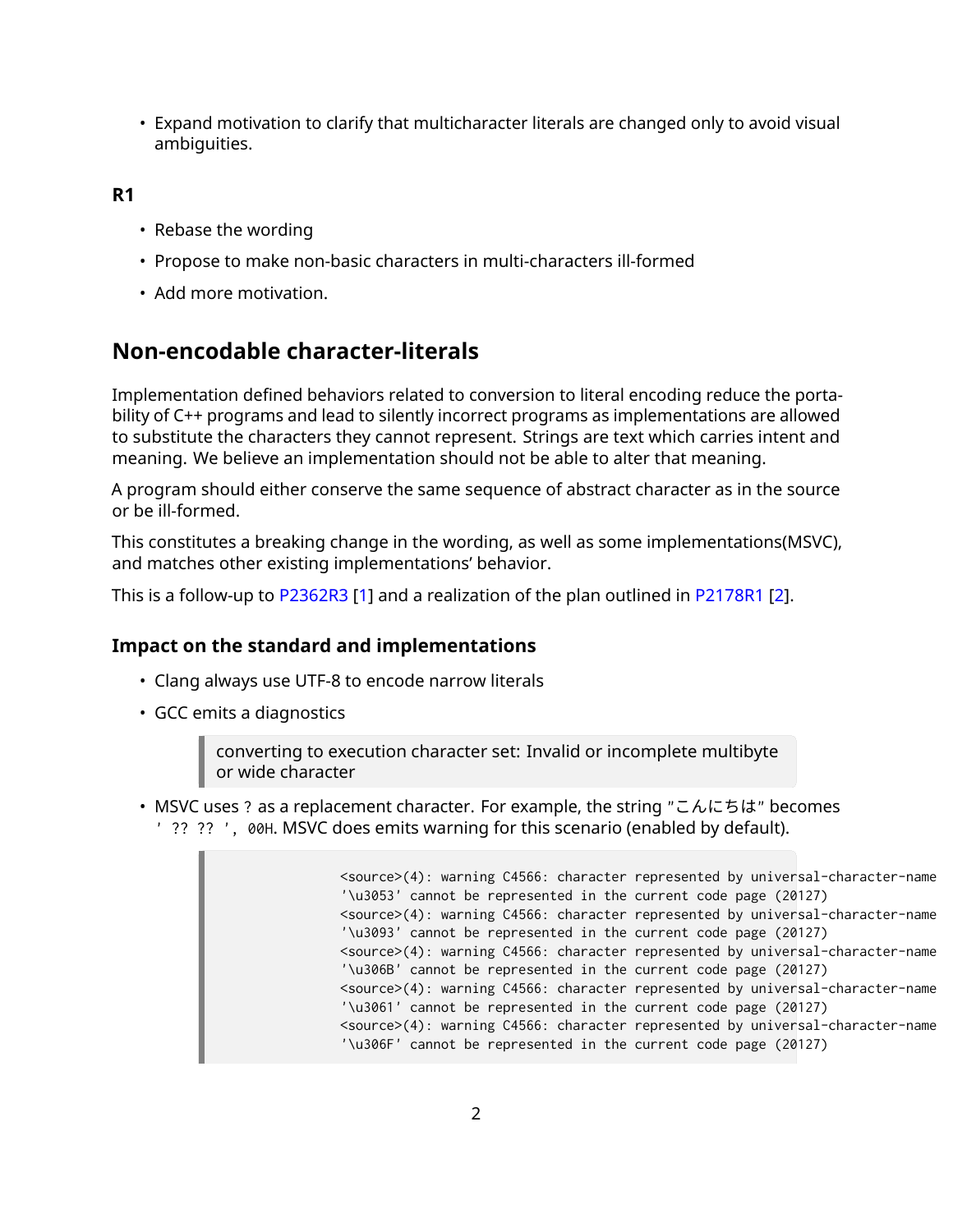- Expand motivation to clarify that multicharacter literals are changed only to avoid visual ambiguities.

**R1**

- Rebase the wording
- Propose to make non-basic characters in multi-characters ill-formed
- Add more motivation.

## Non-encodable character-literals

Implementation defined behaviors related to conversion to literal encoding reduce the portability of C++ programs and lead to silently incorrect programs as implementations are allowed to substitute the characters they cannot represent. Strings are text which carries intent and meaning. We believe an implementation should not be able to alter that meaning.

A program should either conserve the same sequence of abstract character as in the source or be ill-formed.

This constitutes a breaking change in the wording, as well as some implementations(MSVC), and matches other existing implementations' behavior.

This is a follow-up to P2362R3 [1] and a realization of the plan outlined in P2178R1 [2].

### Impact on the standard and implementations

- Clang always use UTF-8 to encode narrow literals
- GCC emits a diagnostics

  > converting to execution character set: Invalid or incomplete multibyte or wide character

- MSVC uses `?` as a replacement character. For example, the string `"こんにちは"` becomes `' ?? ?? ', 00H`. MSVC does emits warning for this scenario (enabled by default).

```
<source>(4): warning C4566: character represented by universal-character-name
'\u3053' cannot be represented in the current code page (20127)
<source>(4): warning C4566: character represented by universal-character-name
'\u3093' cannot be represented in the current code page (20127)
<source>(4): warning C4566: character represented by universal-character-name
'\u306B' cannot be represented in the current code page (20127)
<source>(4): warning C4566: character represented by universal-character-name
'\u3061' cannot be represented in the current code page (20127)
<source>(4): warning C4566: character represented by universal-character-name
'\u306F' cannot be represented in the current code page (20127)
```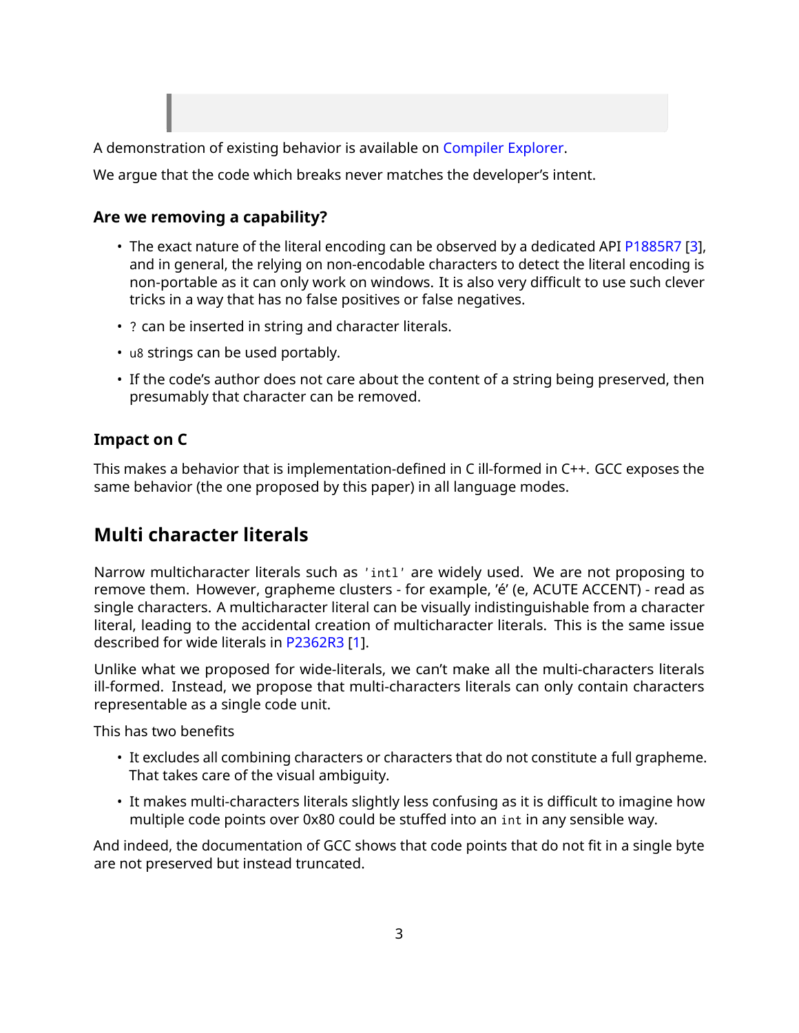A demonstration of existing behavior is available on Compiler Explorer.

We argue that the code which breaks never matches the developer's intent.

### Are we removing a capability?

- The exact nature of the literal encoding can be observed by a dedicated API P1885R7 [3], and in general, the relying on non-encodable characters to detect the literal encoding is non-portable as it can only work on windows. It is also very difficult to use such clever tricks in a way that has no false positives or false negatives.
- `?` can be inserted in string and character literals.
- `u8` strings can be used portably.
- If the code's author does not care about the content of a string being preserved, then presumably that character can be removed.

### Impact on C

This makes a behavior that is implementation-defined in C ill-formed in C++. GCC exposes the same behavior (the one proposed by this paper) in all language modes.

## Multi character literals

Narrow multicharacter literals such as `'intl'` are widely used. We are not proposing to remove them. However, grapheme clusters - for example, 'é' (e, ACUTE ACCENT) - read as single characters. A multicharacter literal can be visually indistinguishable from a character literal, leading to the accidental creation of multicharacter literals. This is the same issue described for wide literals in P2362R3 [1].

Unlike what we proposed for wide-literals, we can't make all the multi-characters literals ill-formed. Instead, we propose that multi-characters literals can only contain characters representable as a single code unit.

This has two benefits

- It excludes all combining characters or characters that do not constitute a full grapheme. That takes care of the visual ambiguity.
- It makes multi-characters literals slightly less confusing as it is difficult to imagine how multiple code points over 0x80 could be stuffed into an `int` in any sensible way.

And indeed, the documentation of GCC shows that code points that do not fit in a single byte are not preserved but instead truncated.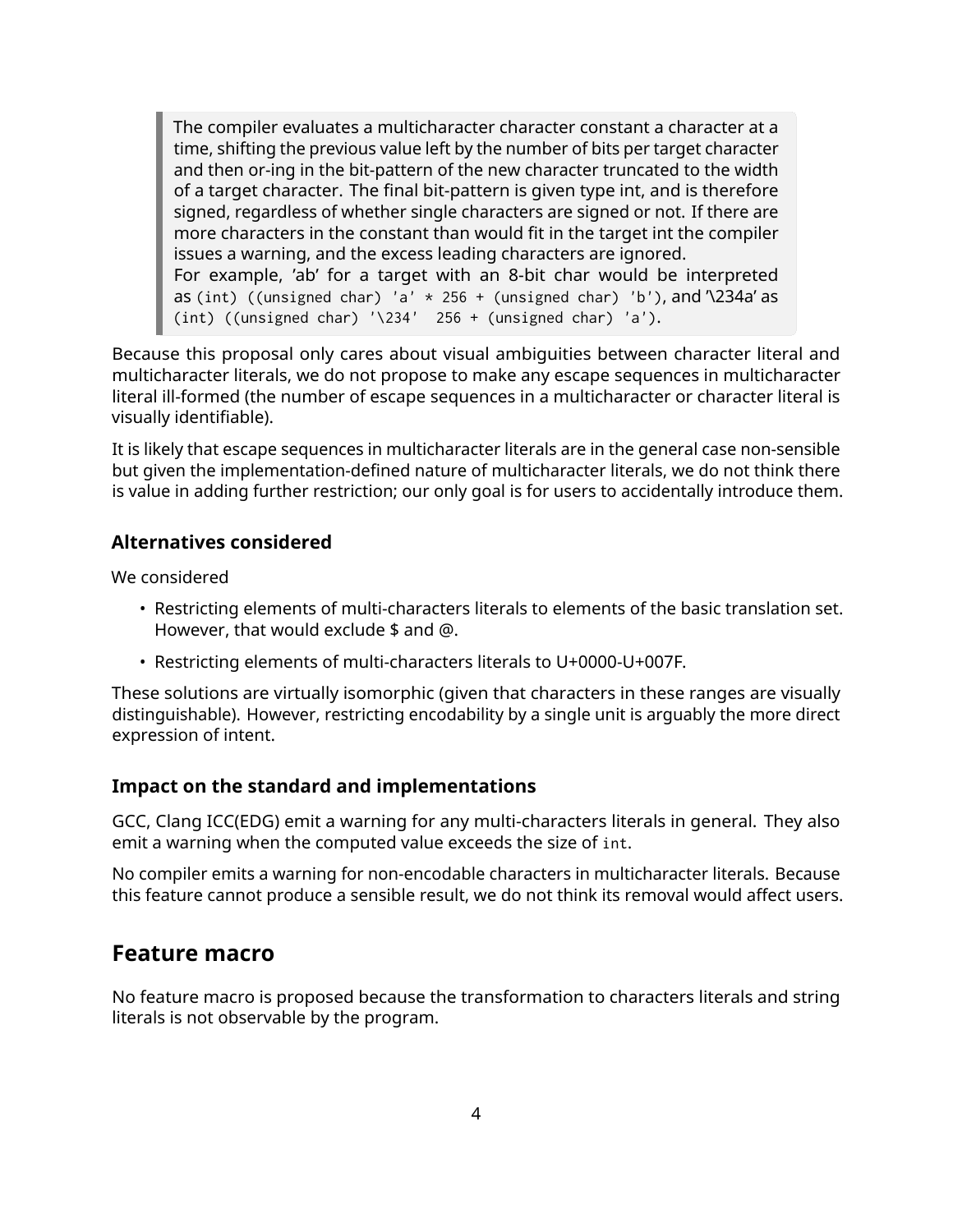> The compiler evaluates a multicharacter character constant a character at a time, shifting the previous value left by the number of bits per target character and then or-ing in the bit-pattern of the new character truncated to the width of a target character. The final bit-pattern is given type int, and is therefore signed, regardless of whether single characters are signed or not. If there are more characters in the constant than would fit in the target int the compiler issues a warning, and the excess leading characters are ignored.
> For example, 'ab' for a target with an 8-bit char would be interpreted as `(int) ((unsigned char) 'a' * 256 + (unsigned char) 'b')`, and '\234a' as `(int) ((unsigned char) '\234'  256 + (unsigned char) 'a')`.

Because this proposal only cares about visual ambiguities between character literal and multicharacter literals, we do not propose to make any escape sequences in multicharacter literal ill-formed (the number of escape sequences in a multicharacter or character literal is visually identifiable).

It is likely that escape sequences in multicharacter literals are in the general case non-sensible but given the implementation-defined nature of multicharacter literals, we do not think there is value in adding further restriction; our only goal is for users to accidentally introduce them.

### Alternatives considered

We considered

- Restricting elements of multi-characters literals to elements of the basic translation set. However, that would exclude $ and @.
- Restricting elements of multi-characters literals to U+0000-U+007F.

These solutions are virtually isomorphic (given that characters in these ranges are visually distinguishable). However, restricting encodability by a single unit is arguably the more direct expression of intent.

### Impact on the standard and implementations

GCC, Clang ICC(EDG) emit a warning for any multi-characters literals in general. They also emit a warning when the computed value exceeds the size of `int`.

No compiler emits a warning for non-encodable characters in multicharacter literals. Because this feature cannot produce a sensible result, we do not think its removal would affect users.

## Feature macro

No feature macro is proposed because the transformation to characters literals and string literals is not observable by the program.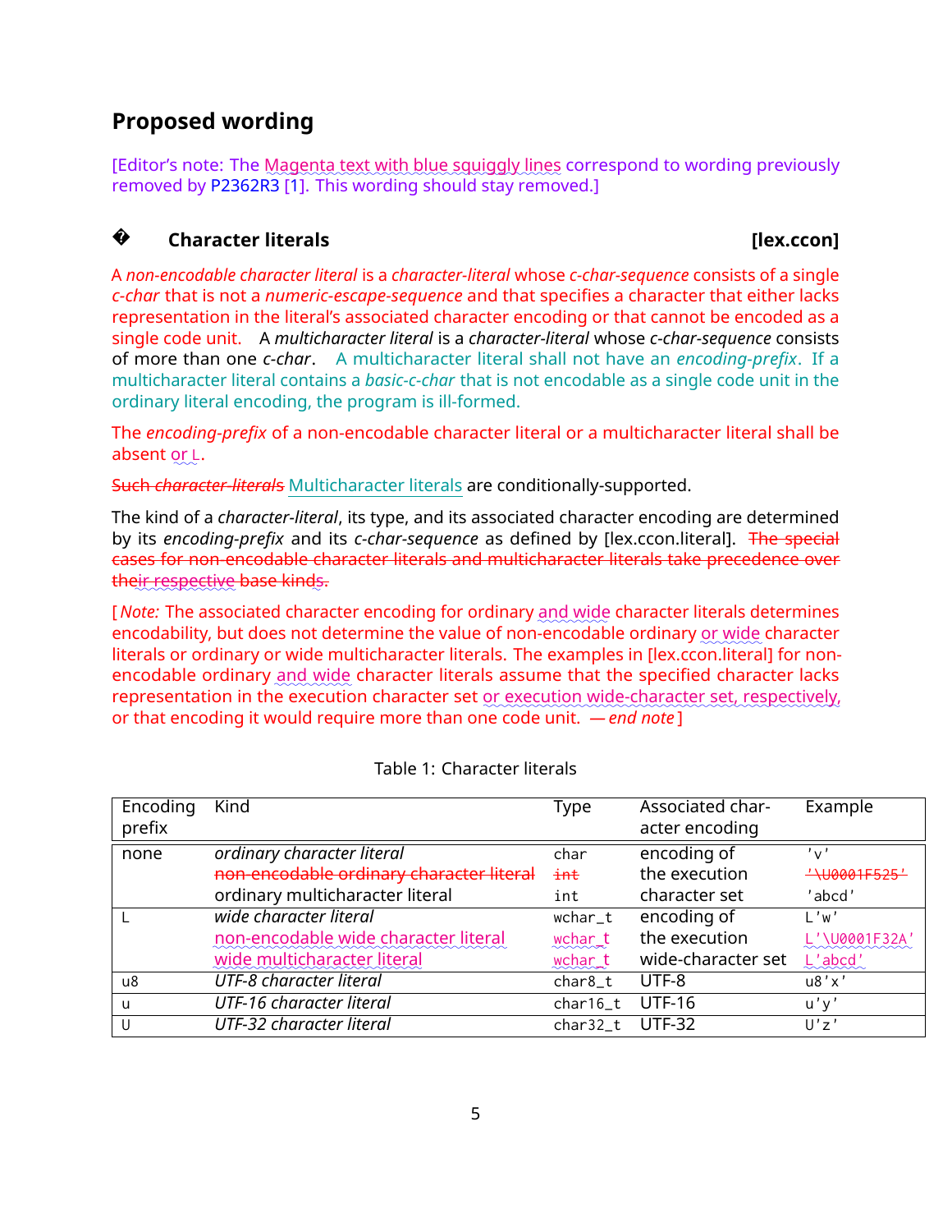## Proposed wording

[Editor's note: The Magenta text with blue squiggly lines correspond to wording previously removed by P2362R3 [1]. This wording should stay removed.]

### � Character literals [lex.ccon]

A *non-encodable character literal* is a *character-literal* whose *c-char-sequence* consists of a single *c-char* that is not a *numeric-escape-sequence* and that specifies a character that either lacks representation in the literal's associated character encoding or that cannot be encoded as a single code unit. A *multicharacter literal* is a *character-literal* whose *c-char-sequence* consists of more than one *c-char*. A multicharacter literal shall not have an *encoding-prefix*. If a multicharacter literal contains a *basic-c-char* that is not encodable as a single code unit in the ordinary literal encoding, the program is ill-formed.

The *encoding-prefix* of a non-encodable character literal or a multicharacter literal shall be absent or L.

~~Such *character-literals*~~ Multicharacter literals are conditionally-supported.

The kind of a *character-literal*, its type, and its associated character encoding are determined by its *encoding-prefix* and its *c-char-sequence* as defined by [lex.ccon.literal]. ~~The special cases for non-encodable character literals and multicharacter literals take precedence over their respective base kinds.~~

[*Note:* The associated character encoding for ordinary and wide character literals determines encodability, but does not determine the value of non-encodable ordinary or wide character literals or ordinary or wide multicharacter literals. The examples in [lex.ccon.literal] for non-encodable ordinary and wide character literals assume that the specified character lacks representation in the execution character set or execution wide-character set, respectively, or that encoding it would require more than one code unit. — *end note*]

Table 1: Character literals

| Encoding prefix | Kind | Type | Associated character encoding | Example |
|---|---|---|---|---|
| none | *ordinary character literal* | `char` | encoding of | `'v'` |
| | ~~non-encodable ordinary character literal~~ | ~~`int`~~ | the execution | ~~`'\U0001F525'`~~ |
| | ordinary multicharacter literal | `int` | character set | `'abcd'` |
| L | *wide character literal* | `wchar_t` | encoding of | `L'w'` |
| | non-encodable wide character literal | `wchar_t` | the execution | `L'\U0001F32A'` |
| | wide multicharacter literal | `wchar_t` | wide-character set | `L'abcd'` |
| u8 | *UTF-8 character literal* | `char8_t` | UTF-8 | `u8'x'` |
| u | *UTF-16 character literal* | `char16_t` | UTF-16 | `u'y'` |
| U | *UTF-32 character literal* | `char32_t` | UTF-32 | `U'z'` |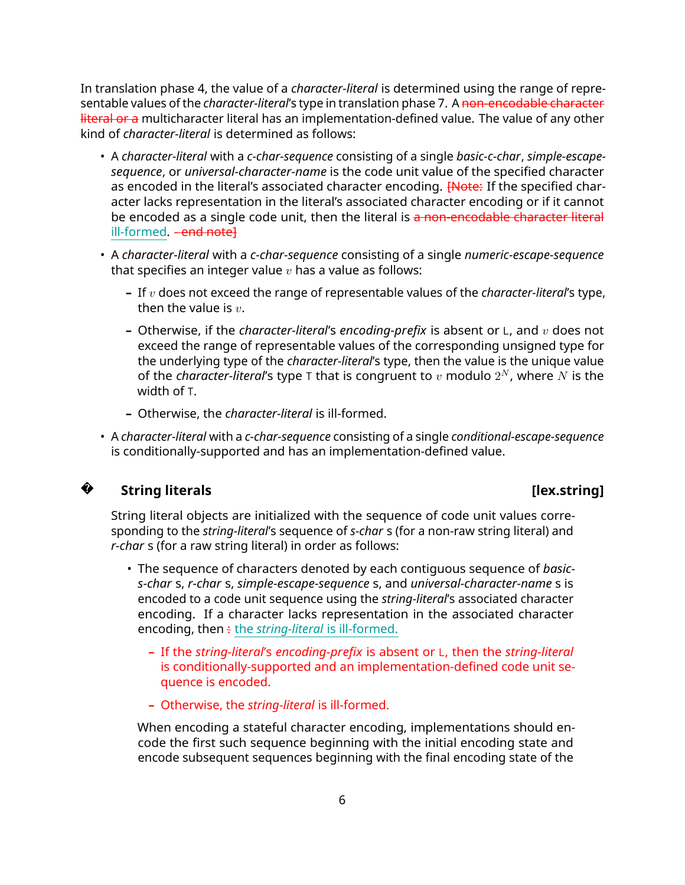In translation phase 4, the value of a *character-literal* is determined using the range of representable values of the *character-literal*'s type in translation phase 7. A ~~non-encodable character literal or a~~ multicharacter literal has an implementation-defined value. The value of any other kind of *character-literal* is determined as follows:

- A *character-literal* with a *c-char-sequence* consisting of a single *basic-c-char*, *simple-escape-sequence*, or *universal-character-name* is the code unit value of the specified character as encoded in the literal's associated character encoding. ~~[Note:~~ If the specified character lacks representation in the literal's associated character encoding or if it cannot be encoded as a single code unit, then the literal is ~~a non-encodable character literal~~ ill-formed. ~~— end note]~~
- A *character-literal* with a *c-char-sequence* consisting of a single *numeric-escape-sequence* that specifies an integer value $v$ has a value as follows:
  - If $v$ does not exceed the range of representable values of the *character-literal*'s type, then the value is $v$.
  - Otherwise, if the *character-literal*'s *encoding-prefix* is absent or `L`, and $v$ does not exceed the range of representable values of the corresponding unsigned type for the underlying type of the *character-literal*'s type, then the value is the unique value of the *character-literal*'s type `T` that is congruent to $v$ modulo $2^N$, where $N$ is the width of `T`.
  - Otherwise, the *character-literal* is ill-formed.
- A *character-literal* with a *c-char-sequence* consisting of a single *conditional-escape-sequence* is conditionally-supported and has an implementation-defined value.

## String literals [lex.string]

String literal objects are initialized with the sequence of code unit values corresponding to the *string-literal*'s sequence of *s-char* s (for a non-raw string literal) and *r-char* s (for a raw string literal) in order as follows:

- The sequence of characters denoted by each contiguous sequence of *basic-s-char* s, *r-char* s, *simple-escape-sequence* s, and *universal-character-name* s is encoded to a code unit sequence using the *string-literal*'s associated character encoding. If a character lacks representation in the associated character encoding, then ~~:~~ the *string-literal* is ill-formed.
  - ~~If the *string-literal*'s *encoding-prefix* is absent or `L`, then the *string-literal* is conditionally-supported and an implementation-defined code unit sequence is encoded.~~
  - ~~Otherwise, the *string-literal* is ill-formed.~~

  When encoding a stateful character encoding, implementations should encode the first such sequence beginning with the initial encoding state and encode subsequent sequences beginning with the final encoding state of the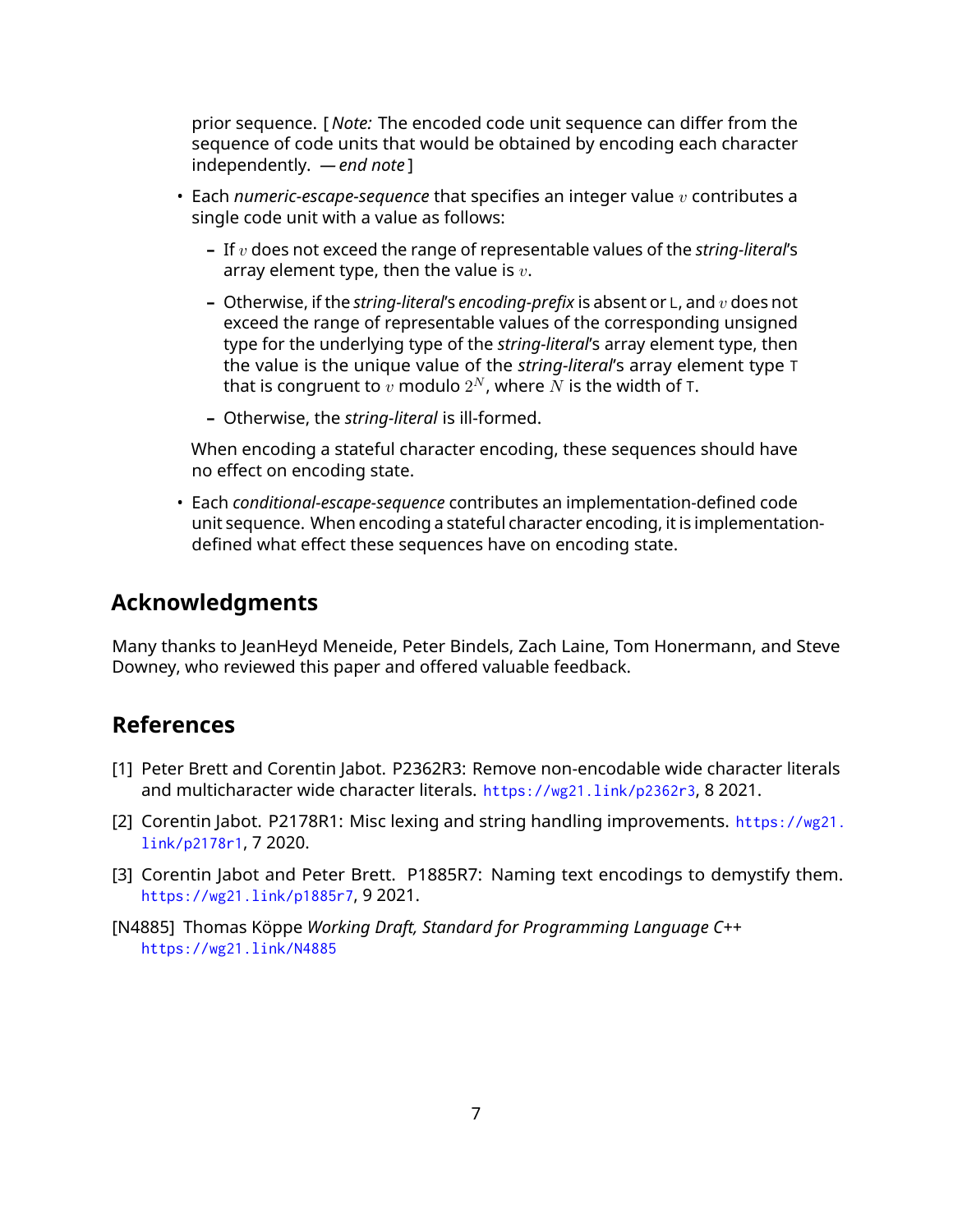prior sequence. [ *Note:* The encoded code unit sequence can differ from the sequence of code units that would be obtained by encoding each character independently. — *end note* ]

- Each *numeric-escape-sequence* that specifies an integer value $v$ contributes a single code unit with a value as follows:
  - If $v$ does not exceed the range of representable values of the *string-literal*'s array element type, then the value is $v$.
  - Otherwise, if the *string-literal*'s *encoding-prefix* is absent or `L`, and $v$ does not exceed the range of representable values of the corresponding unsigned type for the underlying type of the *string-literal*'s array element type, then the value is the unique value of the *string-literal*'s array element type `T` that is congruent to $v$ modulo $2^N$, where $N$ is the width of `T`.
  - Otherwise, the *string-literal* is ill-formed.

  When encoding a stateful character encoding, these sequences should have no effect on encoding state.

- Each *conditional-escape-sequence* contributes an implementation-defined code unit sequence. When encoding a stateful character encoding, it is implementation-defined what effect these sequences have on encoding state.

## Acknowledgments

Many thanks to JeanHeyd Meneide, Peter Bindels, Zach Laine, Tom Honermann, and Steve Downey, who reviewed this paper and offered valuable feedback.

## References

[1] Peter Brett and Corentin Jabot. P2362R3: Remove non-encodable wide character literals and multicharacter wide character literals. https://wg21.link/p2362r3, 8 2021.

[2] Corentin Jabot. P2178R1: Misc lexing and string handling improvements. https://wg21.link/p2178r1, 7 2020.

[3] Corentin Jabot and Peter Brett. P1885R7: Naming text encodings to demystify them. https://wg21.link/p1885r7, 9 2021.

[N4885] Thomas Köppe *Working Draft, Standard for Programming Language C++* https://wg21.link/N4885